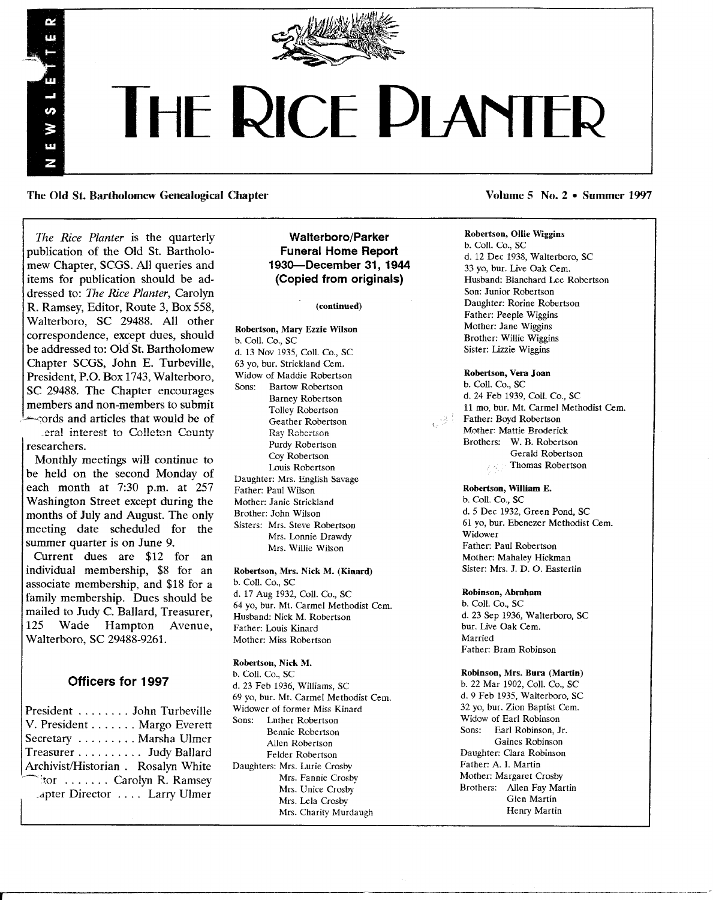# The Rice Planter

**The Old St. Bartholomew Genealogical Chapter** — **Volume 5 No. 2 • Summer 1997**

*The Rice Planter* is the quarterly publication of the Old St. Bartholomew Chapter, SCGS. All queries and items for publication should be addressed to: *The Rice Planter*, Carolyn R. Ramsey, Editor, Route 3, Box 558, Walterboro, SC 29488. All other correspondence, except dues, should be addressed to: Old St. Bartholomew Chapter SCGS, John E. Turbeville, President, P.O. Box 1743, Walterboro, SC 29488. The Chapter encourages members and non-members to submit records and articles that would be of general interest to Colleton County researchers.

Monthly meetings will continue to be held on the second Monday of each month at 7:30 p.m. at 257 Washington Street except during the months of July and August. The only meeting date scheduled for the summer quarter is on June 9.

Current dues are $12 for an individual membership, $8 for an associate membership, and $18 for a family membership. Dues should be mailed to Judy C. Ballard, Treasurer, 125 Wade Hampton Avenue, Walterboro, SC 29488-9261.

## Officers for 1997

President ........ John Turbeville
V. President ....... Margo Everett
Secretary ......... Marsha Ulmer
Treasurer .......... Judy Ballard
Archivist/Historian . Rosalyn White
Editor ....... Carolyn R. Ramsey
Chapter Director .... Larry Ulmer

## Walterboro/Parker Funeral Home Report 1930—December 31, 1944 (Copied from originals)

(continued)

**Robertson, Mary Ezzie Wilson**
b. Coll. Co., SC
d. 13 Nov 1935, Coll. Co., SC
63 yo, bur. Strickland Cem.
Widow of Maddie Robertson
Sons: Bartow Robertson
Barney Robertson
Tolley Robertson
Geather Robertson
Ray Robertson
Purdy Robertson
Coy Robertson
Louis Robertson
Daughter: Mrs. English Savage
Father: Paul Wilson
Mother: Janie Strickland
Brother: John Wilson
Sisters: Mrs. Steve Robertson
Mrs. Lonnie Drawdy
Mrs. Willie Wilson

**Robertson, Mrs. Nick M. (Kinard)**
b. Coll. Co., SC
d. 17 Aug 1932, Coll. Co., SC
64 yo, bur. Mt. Carmel Methodist Cem.
Husband: Nick M. Robertson
Father: Louis Kinard
Mother: Miss Robertson

**Robertson, Nick M.**
b. Coll. Co., SC
d. 23 Feb 1936, Williams, SC
69 yo, bur. Mt. Carmel Methodist Cem.
Widower of former Miss Kinard
Sons: Luther Robertson
Bennie Robertson
Allen Robertson
Felder Robertson
Daughters: Mrs. Lurie Crosby
Mrs. Fannie Crosby
Mrs. Unice Crosby
Mrs. Lela Crosby
Mrs. Charity Murdaugh

**Robertson, Ollie Wiggins**
b. Coll. Co., SC
d. 12 Dec 1938, Walterboro, SC
33 yo, bur. Live Oak Cem.
Husband: Blanchard Lee Robertson
Son: Junior Robertson
Daughter: Rorine Robertson
Father: Peeple Wiggins
Mother: Jane Wiggins
Brother: Willie Wiggins
Sister: Lizzie Wiggins

**Robertson, Vera Joan**
b. Coll. Co., SC
d. 24 Feb 1939, Coll. Co., SC
11 mo, bur. Mt. Carmel Methodist Cem.
Father: Boyd Robertson
Mother: Mattie Broderick
Brothers: W. B. Robertson
Gerald Robertson
Thomas Robertson

**Robertson, William E.**
b. Coll. Co., SC
d. 5 Dec 1932, Green Pond, SC
61 yo, bur. Ebenezer Methodist Cem.
Widower
Father: Paul Robertson
Mother: Mahaley Hickman
Sister: Mrs. J. D. O. Easterlin

**Robinson, Abraham**
b. Coll. Co., SC
d. 23 Sep 1936, Walterboro, SC
bur. Live Oak Cem.
Married
Father: Bram Robinson

**Robinson, Mrs. Bura (Martin)**
b. 22 Mar 1902, Coll. Co., SC
d. 9 Feb 1935, Walterboro, SC
32 yo, bur. Zion Baptist Cem.
Widow of Earl Robinson
Sons: Earl Robinson, Jr.
Gaines Robinson
Daughter: Clara Robinson
Father: A. I. Martin
Mother: Margaret Crosby
Brothers: Allen Fay Martin
Glen Martin
Henry Martin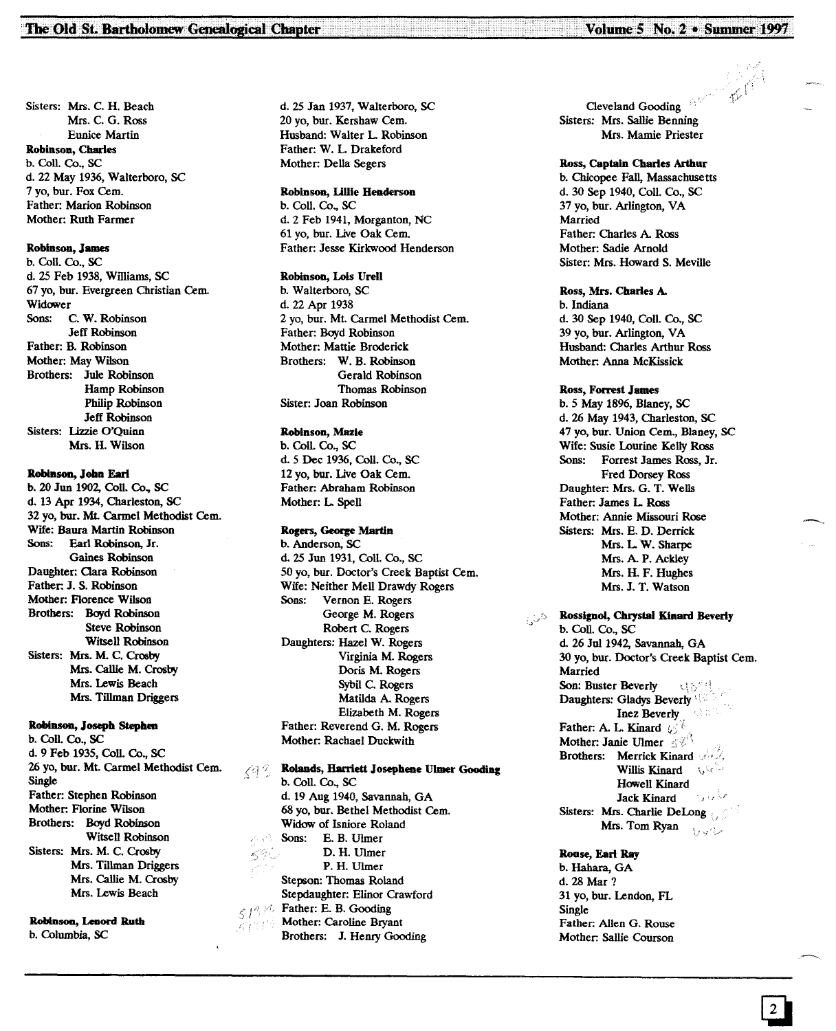Sisters: Mrs. C. H. Beach
Mrs. C. G. Ross
Eunice Martin

**Robinson, Charles**
b. Coll. Co., SC
d. 22 May 1936, Walterboro, SC
7 yo, bur. Fox Cem.
Father: Marion Robinson
Mother: Ruth Farmer

**Robinson, James**
b. Coll. Co., SC
d. 25 Feb 1938, Williams, SC
67 yo, bur. Evergreen Christian Cem.
Widower
Sons: C. W. Robinson
Jeff Robinson
Father: B. Robinson
Mother: May Wilson
Brothers: Jule Robinson
Hamp Robinson
Philip Robinson
Jeff Robinson
Sisters: Lizzie O'Quinn
Mrs. H. Wilson

**Robinson, John Earl**
b. 20 Jun 1902, Coll. Co., SC
d. 13 Apr 1934, Charleston, SC
32 yo, bur. Mt. Carmel Methodist Cem.
Wife: Baura Martin Robinson
Sons: Earl Robinson, Jr.
Gaines Robinson
Daughter: Clara Robinson
Father: J. S. Robinson
Mother: Florence Wilson
Brothers: Boyd Robinson
Steve Robinson
Witsell Robinson
Sisters: Mrs. M. C. Crosby
Mrs. Callie M. Crosby
Mrs. Lewis Beach
Mrs. Tillman Driggers

**Robinson, Joseph Stephen**
b. Coll. Co., SC
d. 9 Feb 1935, Coll. Co., SC
26 yo, bur. Mt. Carmel Methodist Cem.
Single
Father: Stephen Robinson
Mother: Florine Wilson
Brothers: Boyd Robinson
Witsell Robinson
Sisters: Mrs. M. C. Crosby
Mrs. Tillman Driggers
Mrs. Callie M. Crosby
Mrs. Lewis Beach

**Robinson, Lenord Ruth**
b. Columbia, SC
d. 25 Jan 1937, Walterboro, SC
20 yo, bur. Kershaw Cem.
Husband: Walter L. Robinson
Father: W. L. Drakeford
Mother: Della Segers

**Robinson, Lillie Henderson**
b. Coll. Co., SC
d. 2 Feb 1941, Morganton, NC
61 yo, bur. Live Oak Cem.
Father: Jesse Kirkwood Henderson

**Robinson, Lois Urell**
b. Walterboro, SC
d. 22 Apr 1938
2 yo, bur. Mt. Carmel Methodist Cem.
Father: Boyd Robinson
Mother: Mattie Broderick
Brothers: W. B. Robinson
Gerald Robinson
Thomas Robinson
Sister: Joan Robinson

**Robinson, Mazie**
b. Coll. Co., SC
d. 5 Dec 1936, Coll. Co., SC
12 yo, bur. Live Oak Cem.
Father: Abraham Robinson
Mother: L. Spell

**Rogers, George Martin**
b. Anderson, SC
d. 25 Jun 1931, Coll. Co., SC
50 yo, bur. Doctor's Creek Baptist Cem.
Wife: Neither Mell Drawdy Rogers
Sons: Vernon E. Rogers
George M. Rogers
Robert C. Rogers
Daughters: Hazel W. Rogers
Virginia M. Rogers
Doris M. Rogers
Sybil C. Rogers
Matilda A. Rogers
Elizabeth M. Rogers
Father: Reverend G. M. Rogers
Mother: Rachael Duckwith

**Rolands, Harriett Josephene Ulmer Gooding**
b. Coll. Co., SC
d. 19 Aug 1940, Savannah, GA
68 yo, bur. Bethel Methodist Cem.
Widow of Isniore Roland
Sons: E. B. Ulmer
D. H. Ulmer
P. H. Ulmer
Stepson: Thomas Roland
Stepdaughter: Elinor Crawford
Father: E. B. Gooding
Mother: Caroline Bryant
Brothers: J. Henry Gooding
Cleveland Gooding
Sisters: Mrs. Sallie Benning
Mrs. Mamie Priester

**Ross, Captain Charles Arthur**
b. Chicopee Fall, Massachusetts
d. 30 Sep 1940, Coll. Co., SC
37 yo, bur. Arlington, VA
Married
Father: Charles A. Ross
Mother: Sadie Arnold
Sister: Mrs. Howard S. Meville

**Ross, Mrs. Charles A.**
b. Indiana
d. 30 Sep 1940, Coll. Co., SC
39 yo, bur. Arlington, VA
Husband: Charles Arthur Ross
Mother: Anna McKissick

**Ross, Forrest James**
b. 5 May 1896, Blaney, SC
d. 26 May 1943, Charleston, SC
47 yo, bur. Union Cem., Blaney, SC
Wife: Susie Lourine Kelly Ross
Sons: Forrest James Ross, Jr.
Fred Dorsey Ross
Daughter: Mrs. G. T. Wells
Father: James L. Ross
Mother: Annie Missouri Rose
Sisters: Mrs. E. D. Derrick
Mrs. L. W. Sharpe
Mrs. A. P. Ackley
Mrs. H. F. Hughes
Mrs. J. T. Watson

**Rossignol, Chrystal Kinard Beverly**
b. Coll. Co., SC
d. 26 Jul 1942, Savannah, GA
30 yo, bur. Doctor's Creek Baptist Cem.
Married
Son: Buster Beverly
Daughters: Gladys Beverly
Inez Beverly
Father: A. L. Kinard
Mother: Janie Ulmer
Brothers: Merrick Kinard
Willis Kinard
Howell Kinard
Jack Kinard
Sisters: Mrs. Charlie DeLong
Mrs. Tom Ryan

**Rouse, Earl Ray**
b. Hahara, GA
d. 28 Mar ?
31 yo, bur. Lendon, FL
Single
Father: Allen G. Rouse
Mother: Sallie Courson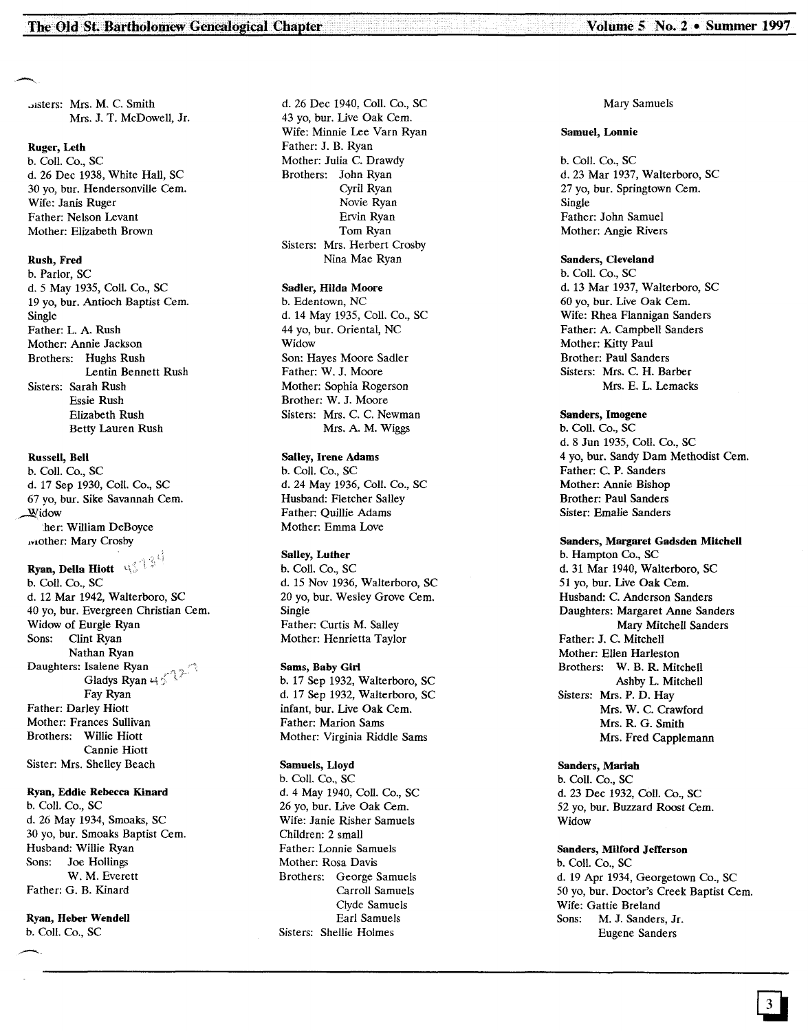Sisters: Mrs. M. C. Smith
Mrs. J. T. McDowell, Jr.

**Ruger, Leth**
b. Coll. Co., SC
d. 26 Dec 1938, White Hall, SC
30 yo, bur. Hendersonville Cem.
Wife: Janis Ruger
Father: Nelson Levant
Mother: Elizabeth Brown

**Rush, Fred**
b. Parlor, SC
d. 5 May 1935, Coll. Co., SC
19 yo, bur. Antioch Baptist Cem.
Single
Father: L. A. Rush
Mother: Annie Jackson
Brothers: Hughs Rush
Lentin Bennett Rush
Sisters: Sarah Rush
Essie Rush
Elizabeth Rush
Betty Lauren Rush

**Russell, Bell**
b. Coll. Co., SC
d. 17 Sep 1930, Coll. Co., SC
67 yo, bur. Sike Savannah Cem.
Widow
Father: William DeBoyce
Mother: Mary Crosby

**Ryan, Della Hiott**
b. Coll. Co., SC
d. 12 Mar 1942, Walterboro, SC
40 yo, bur. Evergreen Christian Cem.
Widow of Eurgle Ryan
Sons: Clint Ryan
Nathan Ryan
Daughters: Isalene Ryan
Gladys Ryan
Fay Ryan
Father: Darley Hiott
Mother: Frances Sullivan
Brothers: Willie Hiott
Cannie Hiott
Sister: Mrs. Shelley Beach

**Ryan, Eddie Rebecca Kinard**
b. Coll. Co., SC
d. 26 May 1934, Smoaks, SC
30 yo, bur. Smoaks Baptist Cem.
Husband: Willie Ryan
Sons: Joe Hollings
W. M. Everett
Father: G. B. Kinard

**Ryan, Heber Wendell**
b. Coll. Co., SC
d. 26 Dec 1940, Coll. Co., SC
43 yo, bur. Live Oak Cem.
Wife: Minnie Lee Varn Ryan
Father: J. B. Ryan
Mother: Julia C. Drawdy
Brothers: John Ryan
Cyril Ryan
Novie Ryan
Ervin Ryan
Tom Ryan
Sisters: Mrs. Herbert Crosby
Nina Mae Ryan

**Sadler, Hilda Moore**
b. Edentown, NC
d. 14 May 1935, Coll. Co., SC
44 yo, bur. Oriental, NC
Widow
Son: Hayes Moore Sadler
Father: W. J. Moore
Mother: Sophia Rogerson
Brother: W. J. Moore
Sisters: Mrs. C. C. Newman
Mrs. A. M. Wiggs

**Salley, Irene Adams**
b. Coll. Co., SC
d. 24 May 1936, Coll. Co., SC
Husband: Fletcher Salley
Father: Quillie Adams
Mother: Emma Love

**Salley, Luther**
b. Coll. Co., SC
d. 15 Nov 1936, Walterboro, SC
20 yo, bur. Wesley Grove Cem.
Single
Father: Curtis M. Salley
Mother: Henrietta Taylor

**Sams, Baby Girl**
b. 17 Sep 1932, Walterboro, SC
d. 17 Sep 1932, Walterboro, SC
infant, bur. Live Oak Cem.
Father: Marion Sams
Mother: Virginia Riddle Sams

**Samuels, Lloyd**
b. Coll. Co., SC
d. 4 May 1940, Coll. Co., SC
26 yo, bur. Live Oak Cem.
Wife: Janie Risher Samuels
Children: 2 small
Father: Lonnie Samuels
Mother: Rosa Davis
Brothers: George Samuels
Carroll Samuels
Clyde Samuels
Earl Samuels
Sisters: Shellie Holmes
Mary Samuels

**Samuel, Lonnie**
b. Coll. Co., SC
d. 23 Mar 1937, Walterboro, SC
27 yo, bur. Springtown Cem.
Single
Father: John Samuel
Mother: Angie Rivers

**Sanders, Cleveland**
b. Coll. Co., SC
d. 13 Mar 1937, Walterboro, SC
60 yo, bur. Live Oak Cem.
Wife: Rhea Flannigan Sanders
Father: A. Campbell Sanders
Mother: Kitty Paul
Brother: Paul Sanders
Sisters: Mrs. C. H. Barber
Mrs. E. L. Lemacks

**Sanders, Imogene**
b. Coll. Co., SC
d. 8 Jun 1935, Coll. Co., SC
4 yo, bur. Sandy Dam Methodist Cem.
Father: C. P. Sanders
Mother: Annie Bishop
Brother: Paul Sanders
Sister: Emalie Sanders

**Sanders, Margaret Gadsden Mitchell**
b. Hampton Co., SC
d. 31 Mar 1940, Walterboro, SC
51 yo, bur. Live Oak Cem.
Husband: C. Anderson Sanders
Daughters: Margaret Anne Sanders
Mary Mitchell Sanders
Father: J. C. Mitchell
Mother: Ellen Harleston
Brothers: W. B. R. Mitchell
Ashby L. Mitchell
Sisters: Mrs. P. D. Hay
Mrs. W. C. Crawford
Mrs. R. G. Smith
Mrs. Fred Capplemann

**Sanders, Mariah**
b. Coll. Co., SC
d. 23 Dec 1932, Coll. Co., SC
52 yo, bur. Buzzard Roost Cem.
Widow

**Sanders, Milford Jefferson**
b. Coll. Co., SC
d. 19 Apr 1934, Georgetown Co., SC
50 yo, bur. Doctor's Creek Baptist Cem.
Wife: Gattie Breland
Sons: M. J. Sanders, Jr.
Eugene Sanders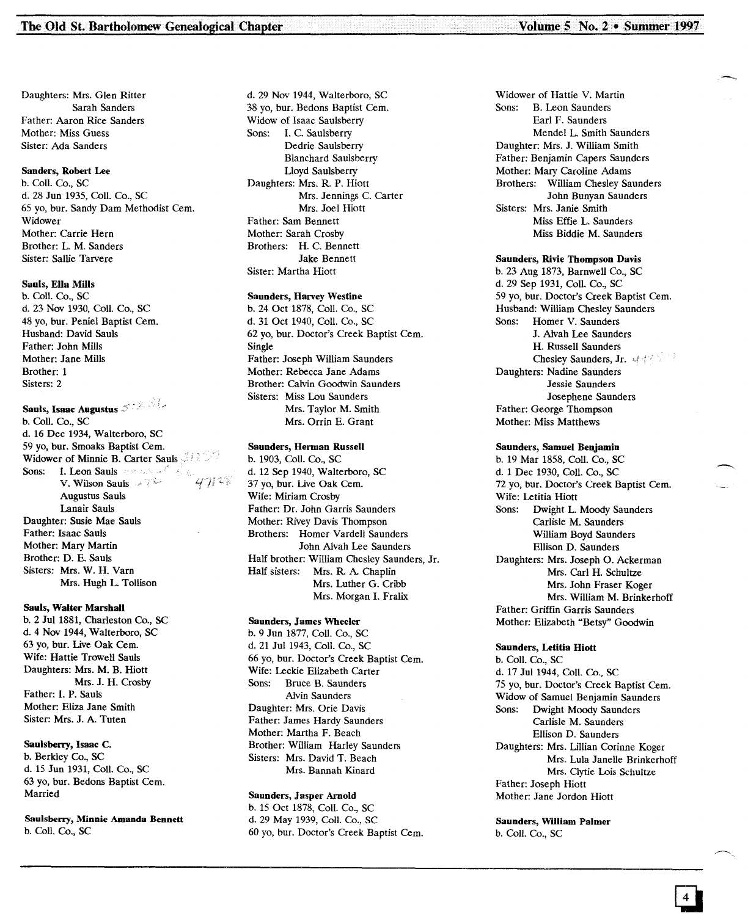Daughters: Mrs. Glen Ritter
Sarah Sanders
Father: Aaron Rice Sanders
Mother: Miss Guess
Sister: Ada Sanders

**Sanders, Robert Lee**
b. Coll. Co., SC
d. 28 Jun 1935, Coll. Co., SC
65 yo, bur. Sandy Dam Methodist Cem.
Widower
Mother: Carrie Hern
Brother: L. M. Sanders
Sister: Sallie Tarvere

**Sauls, Ella Mills**
b. Coll. Co., SC
d. 23 Nov 1930, Coll. Co., SC
48 yo, bur. Peniel Baptist Cem.
Husband: David Sauls
Father: John Mills
Mother: Jane Mills
Brother: 1
Sisters: 2

**Sauls, Isaac Augustus**
b. Coll. Co., SC
d. 16 Dec 1934, Walterboro, SC
59 yo, bur. Smoaks Baptist Cem.
Widower of Minnie B. Carter Sauls
Sons: I. Leon Sauls
V. Wilson Sauls
Augustus Sauls
Lanair Sauls
Daughter: Susie Mae Sauls
Father: Isaac Sauls
Mother: Mary Martin
Brother: D. E. Sauls
Sisters: Mrs. W. H. Varn
Mrs. Hugh L. Tollison

**Sauls, Walter Marshall**
b. 2 Jul 1881, Charleston Co., SC
d. 4 Nov 1944, Walterboro, SC
63 yo, bur. Live Oak Cem.
Wife: Hattie Trowell Sauls
Daughters: Mrs. M. B. Hiott
Mrs. J. H. Crosby
Father: I. P. Sauls
Mother: Eliza Jane Smith
Sister: Mrs. J. A. Tuten

**Saulsberry, Isaac C.**
b. Berkley Co., SC
d. 15 Jun 1931, Coll. Co., SC
63 yo, bur. Bedons Baptist Cem.
Married

**Saulsberry, Minnie Amanda Bennett**
b. Coll. Co., SC
d. 29 Nov 1944, Walterboro, SC
38 yo, bur. Bedons Baptist Cem.
Widow of Isaac Saulsberry
Sons: I. C. Saulsberry
Dedrie Saulsberry
Blanchard Saulsberry
Lloyd Saulsberry
Daughters: Mrs. R. P. Hiott
Mrs. Jennings C. Carter
Mrs. Joel Hiott
Father: Sam Bennett
Mother: Sarah Crosby
Brothers: H. C. Bennett
Jake Bennett
Sister: Martha Hiott

**Saunders, Harvey Westine**
b. 24 Oct 1878, Coll. Co., SC
d. 31 Oct 1940, Coll. Co., SC
62 yo, bur. Doctor's Creek Baptist Cem.
Single
Father: Joseph William Saunders
Mother: Rebecca Jane Adams
Brother: Calvin Goodwin Saunders
Sisters: Miss Lou Saunders
Mrs. Taylor M. Smith
Mrs. Orrin E. Grant

**Saunders, Herman Russell**
b. 1903, Coll. Co., SC
d. 12 Sep 1940, Walterboro, SC
37 yo, bur. Live Oak Cem.
Wife: Miriam Crosby
Father: Dr. John Garris Saunders
Mother: Rivey Davis Thompson
Brothers: Homer Vardell Saunders
John Alvah Lee Saunders
Half brother: William Chesley Saunders, Jr.
Half sisters: Mrs. R. A. Chaplin
Mrs. Luther G. Cribb
Mrs. Morgan I. Fralix

**Saunders, James Wheeler**
b. 9 Jun 1877, Coll. Co., SC
d. 21 Jul 1943, Coll. Co., SC
66 yo, bur. Doctor's Creek Baptist Cem.
Wife: Leckie Elizabeth Carter
Sons: Bruce B. Saunders
Alvin Saunders
Daughter: Mrs. Orie Davis
Father: James Hardy Saunders
Mother: Martha F. Beach
Brother: William Harley Saunders
Sisters: Mrs. David T. Beach
Mrs. Bannah Kinard

**Saunders, Jasper Arnold**
b. 15 Oct 1878, Coll. Co., SC
d. 29 May 1939, Coll. Co., SC
60 yo, bur. Doctor's Creek Baptist Cem.
Widower of Hattie V. Martin
Sons: B. Leon Saunders
Earl F. Saunders
Mendel L. Smith Saunders
Daughter: Mrs. J. William Smith
Father: Benjamin Capers Saunders
Mother: Mary Caroline Adams
Brothers: William Chesley Saunders
John Bunyan Saunders
Sisters: Mrs. Janie Smith
Miss Effie L. Saunders
Miss Biddie M. Saunders

**Saunders, Rivie Thompson Davis**
b. 23 Aug 1873, Barnwell Co., SC
d. 29 Sep 1931, Coll. Co., SC
59 yo, bur. Doctor's Creek Baptist Cem.
Husband: William Chesley Saunders
Sons: Homer V. Saunders
J. Alvah Lee Saunders
H. Russell Saunders
Chesley Saunders, Jr.
Daughters: Nadine Saunders
Jessie Saunders
Josephene Saunders
Father: George Thompson
Mother: Miss Matthews

**Saunders, Samuel Benjamin**
b. 19 Mar 1858, Coll. Co., SC
d. 1 Dec 1930, Coll. Co., SC
72 yo, bur. Doctor's Creek Baptist Cem.
Wife: Letitia Hiott
Sons: Dwight L. Moody Saunders
Carlisle M. Saunders
William Boyd Saunders
Ellison D. Saunders
Daughters: Mrs. Joseph O. Ackerman
Mrs. Carl H. Schultze
Mrs. John Fraser Koger
Mrs. William M. Brinkerhoff
Father: Griffin Garris Saunders
Mother: Elizabeth "Betsy" Goodwin

**Saunders, Letitia Hiott**
b. Coll. Co., SC
d. 17 Jul 1944, Coll. Co., SC
75 yo, bur. Doctor's Creek Baptist Cem.
Widow of Samuel Benjamin Saunders
Sons: Dwight Moody Saunders
Carlisle M. Saunders
Ellison D. Saunders
Daughters: Mrs. Lillian Corinne Koger
Mrs. Lula Janelle Brinkerhoff
Mrs. Clytie Lois Schultze
Father: Joseph Hiott
Mother: Jane Jordon Hiott

**Saunders, William Palmer**
b. Coll. Co., SC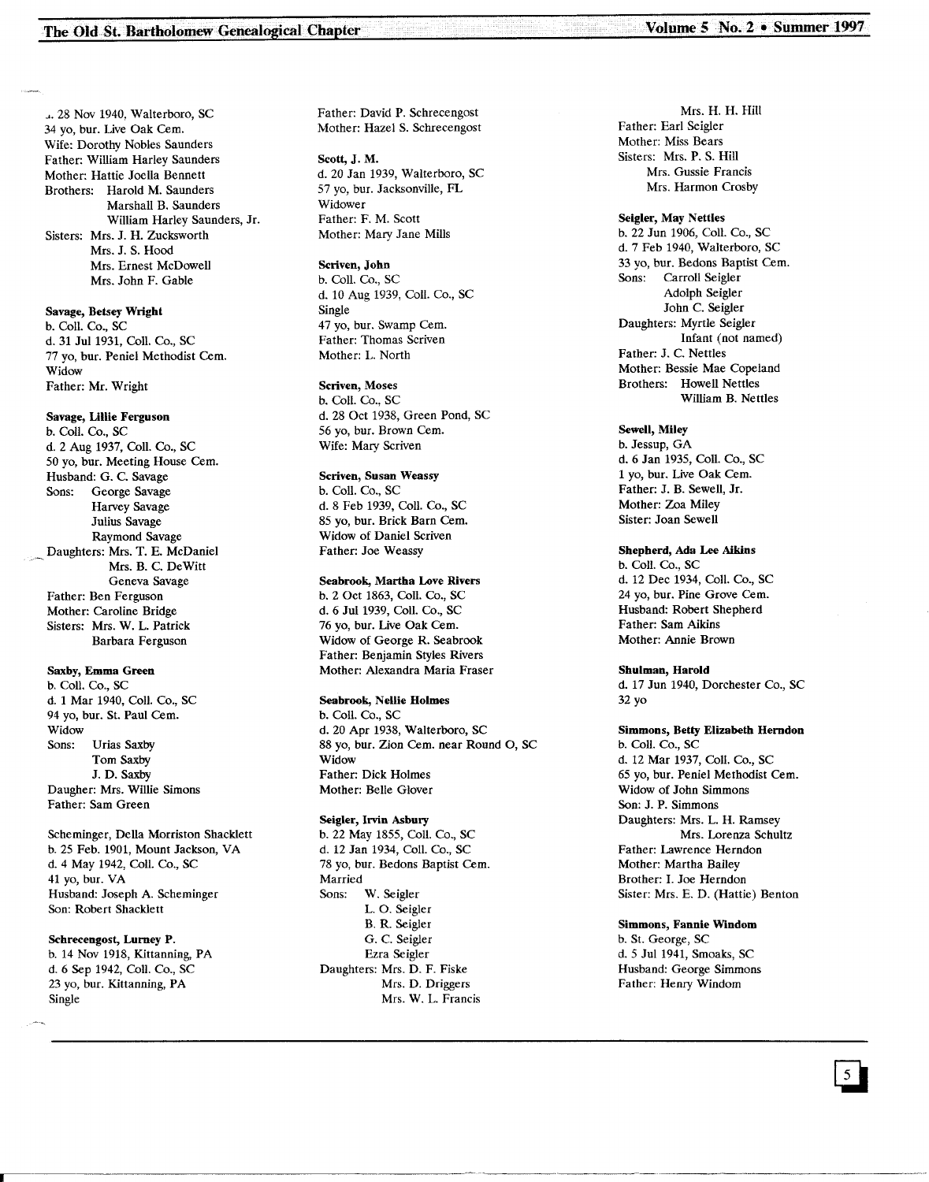d. 28 Nov 1940, Walterboro, SC
34 yo, bur. Live Oak Cem.
Wife: Dorothy Nobles Saunders
Father: William Harley Saunders
Mother: Hattie Joella Bennett
Brothers: Harold M. Saunders
Marshall B. Saunders
William Harley Saunders, Jr.
Sisters: Mrs. J. H. Zucksworth
Mrs. J. S. Hood
Mrs. Ernest McDowell
Mrs. John F. Gable

**Savage, Betsey Wright**
b. Coll. Co., SC
d. 31 Jul 1931, Coll. Co., SC
77 yo, bur. Peniel Methodist Cem.
Widow
Father: Mr. Wright

**Savage, Lillie Ferguson**
b. Coll. Co., SC
d. 2 Aug 1937, Coll. Co., SC
50 yo, bur. Meeting House Cem.
Husband: G. C. Savage
Sons: George Savage
Harvey Savage
Julius Savage
Raymond Savage
Daughters: Mrs. T. E. McDaniel
Mrs. B. C. DeWitt
Geneva Savage
Father: Ben Ferguson
Mother: Caroline Bridge
Sisters: Mrs. W. L. Patrick
Barbara Ferguson

**Saxby, Emma Green**
b. Coll. Co., SC
d. 1 Mar 1940, Coll. Co., SC
94 yo, bur. St. Paul Cem.
Widow
Sons: Urias Saxby
Tom Saxby
J. D. Saxby
Daugher: Mrs. Willie Simons
Father: Sam Green

Scheminger, Della Morriston Shacklett
b. 25 Feb. 1901, Mount Jackson, VA
d. 4 May 1942, Coll. Co., SC
41 yo, bur. VA
Husband: Joseph A. Scheminger
Son: Robert Shacklett

**Schrecengost, Lurney P.**
b. 14 Nov 1918, Kittanning, PA
d. 6 Sep 1942, Coll. Co., SC
23 yo, bur. Kittanning, PA
Single
Father: David P. Schrecengost
Mother: Hazel S. Schrecengost

**Scott, J. M.**
d. 20 Jan 1939, Walterboro, SC
57 yo, bur. Jacksonville, FL
Widower
Father: F. M. Scott
Mother: Mary Jane Mills

**Scriven, John**
b. Coll. Co., SC
d. 10 Aug 1939, Coll. Co., SC
Single
47 yo, bur. Swamp Cem.
Father: Thomas Scriven
Mother: L. North

**Scriven, Moses**
b. Coll. Co., SC
d. 28 Oct 1938, Green Pond, SC
56 yo, bur. Brown Cem.
Wife: Mary Scriven

**Scriven, Susan Weassy**
b. Coll. Co., SC
d. 8 Feb 1939, Coll. Co., SC
85 yo, bur. Brick Barn Cem.
Widow of Daniel Scriven
Father: Joe Weassy

**Seabrook, Martha Love Rivers**
b. 2 Oct 1863, Coll. Co., SC
d. 6 Jul 1939, Coll. Co., SC
76 yo, bur. Live Oak Cem.
Widow of George R. Seabrook
Father: Benjamin Styles Rivers
Mother: Alexandra Maria Fraser

**Seabrook, Nellie Holmes**
b. Coll. Co., SC
d. 20 Apr 1938, Walterboro, SC
88 yo, bur. Zion Cem. near Round O, SC
Widow
Father: Dick Holmes
Mother: Belle Glover

**Seigler, Irvin Asbury**
b. 22 May 1855, Coll. Co., SC
d. 12 Jan 1934, Coll. Co., SC
78 yo, bur. Bedons Baptist Cem.
Married
Sons: W. Seigler
L. O. Seigler
B. R. Seigler
G. C. Seigler
Ezra Seigler
Daughters: Mrs. D. F. Fiske
Mrs. D. Driggers
Mrs. W. L. Francis
Mrs. H. H. Hill
Father: Earl Seigler
Mother: Miss Bears
Sisters: Mrs. P. S. Hill
Mrs. Gussie Francis
Mrs. Harmon Crosby

**Seigler, May Nettles**
b. 22 Jun 1906, Coll. Co., SC
d. 7 Feb 1940, Walterboro, SC
33 yo, bur. Bedons Baptist Cem.
Sons: Carroll Seigler
Adolph Seigler
John C. Seigler
Daughters: Myrtle Seigler
Infant (not named)
Father: J. C. Nettles
Mother: Bessie Mae Copeland
Brothers: Howell Nettles
William B. Nettles

**Sewell, Miley**
b. Jessup, GA
d. 6 Jan 1935, Coll. Co., SC
1 yo, bur. Live Oak Cem.
Father: J. B. Sewell, Jr.
Mother: Zoa Miley
Sister: Joan Sewell

**Shepherd, Ada Lee Aikins**
b. Coll. Co., SC
d. 12 Dec 1934, Coll. Co., SC
24 yo, bur. Pine Grove Cem.
Husband: Robert Shepherd
Father: Sam Aikins
Mother: Annie Brown

**Shulman, Harold**
d. 17 Jun 1940, Dorchester Co., SC
32 yo

**Simmons, Betty Elizabeth Herndon**
b. Coll. Co., SC
d. 12 Mar 1937, Coll. Co., SC
65 yo, bur. Peniel Methodist Cem.
Widow of John Simmons
Son: J. P. Simmons
Daughters: Mrs. L. H. Ramsey
Mrs. Lorenza Schultz
Father: Lawrence Herndon
Mother: Martha Bailey
Brother: I. Joe Herndon
Sister: Mrs. E. D. (Hattie) Benton

**Simmons, Fannie Windom**
b. St. George, SC
d. 5 Jul 1941, Smoaks, SC
Husband: George Simmons
Father: Henry Windom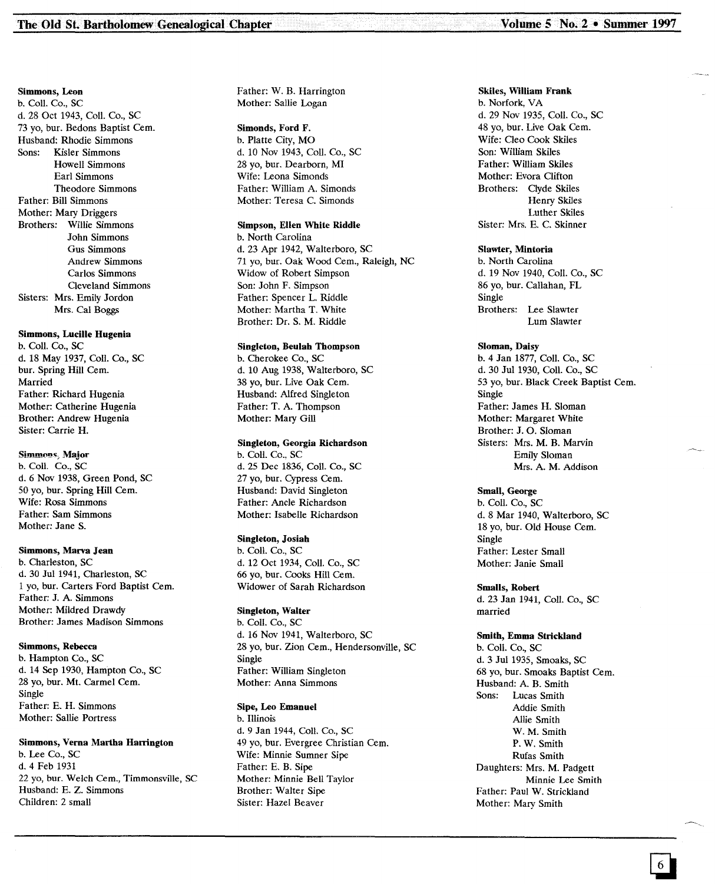**Simmons, Leon**
b. Coll. Co., SC
d. 28 Oct 1943, Coll. Co., SC
73 yo, bur. Bedons Baptist Cem.
Husband: Rhodie Simmons
Sons: Kisler Simmons
Howell Simmons
Earl Simmons
Theodore Simmons
Father: Bill Simmons
Mother: Mary Driggers
Brothers: Willie Simmons
John Simmons
Gus Simmons
Andrew Simmons
Carlos Simmons
Cleveland Simmons
Sisters: Mrs. Emily Jordon
Mrs. Cal Boggs

**Simmons, Lucille Hugenia**
b. Coll. Co., SC
d. 18 May 1937, Coll. Co., SC
bur. Spring Hill Cem.
Married
Father: Richard Hugenia
Mother: Catherine Hugenia
Brother: Andrew Hugenia
Sister: Carrie H.

**Simmons, Major**
b. Coll. Co., SC
d. 6 Nov 1938, Green Pond, SC
50 yo, bur. Spring Hill Cem.
Wife: Rosa Simmons
Father: Sam Simmons
Mother: Jane S.

**Simmons, Marva Jean**
b. Charleston, SC
d. 30 Jul 1941, Charleston, SC
1 yo, bur. Carters Ford Baptist Cem.
Father: J. A. Simmons
Mother: Mildred Drawdy
Brother: James Madison Simmons

**Simmons, Rebecca**
b. Hampton Co., SC
d. 14 Sep 1930, Hampton Co., SC
28 yo, bur. Mt. Carmel Cem.
Single
Father: E. H. Simmons
Mother: Sallie Portress

**Simmons, Verna Martha Harrington**
b. Lee Co., SC
d. 4 Feb 1931
22 yo, bur. Welch Cem., Timmonsville, SC
Husband: E. Z. Simmons
Children: 2 small
Father: W. B. Harrington
Mother: Sallie Logan

**Simonds, Ford F.**
b. Platte City, MO
d. 10 Nov 1943, Coll. Co., SC
28 yo, bur. Dearborn, MI
Wife: Leona Simonds
Father: William A. Simonds
Mother: Teresa C. Simonds

**Simpson, Ellen White Riddle**
b. North Carolina
d. 23 Apr 1942, Walterboro, SC
71 yo, bur. Oak Wood Cem., Raleigh, NC
Widow of Robert Simpson
Son: John F. Simpson
Father: Spencer L. Riddle
Mother: Martha T. White
Brother: Dr. S. M. Riddle

**Singleton, Beulah Thompson**
b. Cherokee Co., SC
d. 10 Aug 1938, Walterboro, SC
38 yo, bur. Live Oak Cem.
Husband: Alfred Singleton
Father: T. A. Thompson
Mother: Mary Gill

**Singleton, Georgia Richardson**
b. Coll. Co., SC
d. 25 Dec 1836, Coll. Co., SC
27 yo, bur. Cypress Cem.
Husband: David Singleton
Father: Ancle Richardson
Mother: Isabelle Richardson

**Singleton, Josiah**
b. Coll. Co., SC
d. 12 Oct 1934, Coll. Co., SC
66 yo, bur. Cooks Hill Cem.
Widower of Sarah Richardson

**Singleton, Walter**
b. Coll. Co., SC
d. 16 Nov 1941, Walterboro, SC
28 yo, bur. Zion Cem., Hendersonville, SC
Single
Father: William Singleton
Mother: Anna Simmons

**Sipe, Leo Emanuel**
b. Illinois
d. 9 Jan 1944, Coll. Co., SC
49 yo, bur. Evergree Christian Cem.
Wife: Minnie Sumner Sipe
Father: E. B. Sipe
Mother: Minnie Bell Taylor
Brother: Walter Sipe
Sister: Hazel Beaver

**Skiles, William Frank**
b. Norfork, VA
d. 29 Nov 1935, Coll. Co., SC
48 yo, bur. Live Oak Cem.
Wife: Cleo Cook Skiles
Son: William Skiles
Father: William Skiles
Mother: Evora Clifton
Brothers: Clyde Skiles
Henry Skiles
Luther Skiles
Sister: Mrs. E. C. Skinner

**Slawter, Mintoria**
b. North Carolina
d. 19 Nov 1940, Coll. Co., SC
86 yo, bur. Callahan, FL
Single
Brothers: Lee Slawter
Lum Slawter

**Sloman, Daisy**
b. 4 Jan 1877, Coll. Co., SC
d. 30 Jul 1930, Coll. Co., SC
53 yo, bur. Black Creek Baptist Cem.
Single
Father: James H. Sloman
Mother: Margaret White
Brother: J. O. Sloman
Sisters: Mrs. M. B. Marvin
Emily Sloman
Mrs. A. M. Addison

**Small, George**
b. Coll. Co., SC
d. 8 Mar 1940, Walterboro, SC
18 yo, bur. Old House Cem.
Single
Father: Lester Small
Mother: Janie Small

**Smalls, Robert**
d. 23 Jan 1941, Coll. Co., SC
married

**Smith, Emma Strickland**
b. Coll. Co., SC
d. 3 Jul 1935, Smoaks, SC
68 yo, bur. Smoaks Baptist Cem.
Husband: A. B. Smith
Sons: Lucas Smith
Addie Smith
Allie Smith
W. M. Smith
P. W. Smith
Rufas Smith
Daughters: Mrs. M. Padgett
Minnie Lee Smith
Father: Paul W. Strickland
Mother: Mary Smith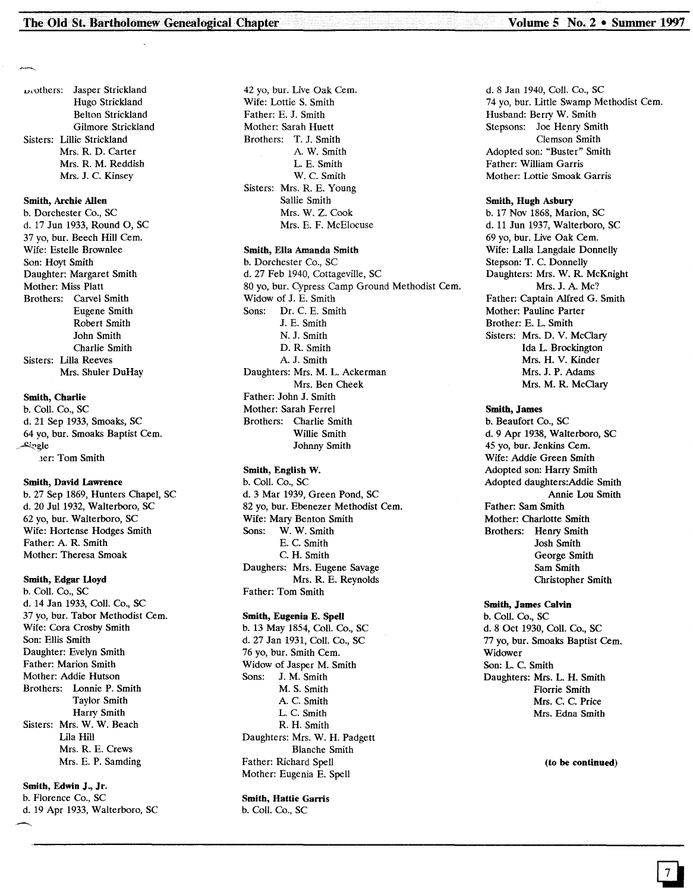Brothers: Jasper Strickland
Hugo Strickland
Belton Strickland
Gilmore Strickland
Sisters: Lillie Strickland
Mrs. R. D. Carter
Mrs. R. M. Reddish
Mrs. J. C. Kinsey

**Smith, Archie Allen**
b. Dorchester Co., SC
d. 17 Jun 1933, Round O, SC
37 yo, bur. Beech Hill Cem.
Wife: Estelle Brownlee
Son: Hoyt Smith
Daughter: Margaret Smith
Mother: Miss Platt
Brothers: Carvel Smith
Eugene Smith
Robert Smith
John Smith
Charlie Smith
Sisters: Lilla Reeves
Mrs. Shuler DuHay

**Smith, Charlie**
b. Coll. Co., SC
d. 21 Sep 1933, Smoaks, SC
64 yo, bur. Smoaks Baptist Cem.
Single
Brother: Tom Smith

**Smith, David Lawrence**
b. 27 Sep 1869, Hunters Chapel, SC
d. 20 Jul 1932, Walterboro, SC
62 yo, bur. Walterboro, SC
Wife: Hortense Hodges Smith
Father: A. R. Smith
Mother: Theresa Smoak

**Smith, Edgar Lloyd**
b. Coll. Co., SC
d. 14 Jan 1933, Coll. Co., SC
37 yo, bur. Tabor Methodist Cem.
Wife: Cora Crosby Smith
Son: Ellis Smith
Daughter: Evelyn Smith
Father: Marion Smith
Mother: Addie Hutson
Brothers: Lonnie P. Smith
Taylor Smith
Harry Smith
Sisters: Mrs. W. W. Beach
Lila Hill
Mrs. R. E. Crews
Mrs. E. P. Samding

**Smith, Edwin J., Jr.**
b. Florence Co., SC
d. 19 Apr 1933, Walterboro, SC
42 yo, bur. Live Oak Cem.
Wife: Lottie S. Smith
Father: E. J. Smith
Mother: Sarah Huett
Brothers: T. J. Smith
A. W. Smith
L. E. Smith
W. C. Smith
Sisters: Mrs. R. E. Young
Sallie Smith
Mrs. W. Z. Cook
Mrs. E. F. McElocuse

**Smith, Ella Amanda Smith**
b. Dorchester Co., SC
d. 27 Feb 1940, Cottageville, SC
80 yo, bur. Cypress Camp Ground Methodist Cem.
Widow of J. E. Smith
Sons: Dr. C. E. Smith
J. E. Smith
N. J. Smith
D. R. Smith
A. J. Smith
Daughters: Mrs. M. L. Ackerman
Mrs. Ben Cheek
Father: John J. Smith
Mother: Sarah Ferrel
Brothers: Charlie Smith
Willie Smith
Johnny Smith

**Smith, English W.**
b. Coll. Co., SC
d. 3 Mar 1939, Green Pond, SC
82 yo, bur. Ebenezer Methodist Cem.
Wife: Mary Benton Smith
Sons: W. W. Smith
E. C. Smith
C. H. Smith
Daughers: Mrs. Eugene Savage
Mrs. R. E. Reynolds
Father: Tom Smith

**Smith, Eugenia E. Spell**
b. 13 May 1854, Coll. Co., SC
d. 27 Jan 1931, Coll. Co., SC
76 yo, bur. Smith Cem.
Widow of Jasper M. Smith
Sons: J. M. Smith
M. S. Smith
A. C. Smith
L. C. Smith
R. H. Smith
Daughters: Mrs. W. H. Padgett
Blanche Smith
Father: Richard Spell
Mother: Eugenia E. Spell

**Smith, Hattie Garris**
b. Coll. Co., SC
d. 8 Jan 1940, Coll. Co., SC
74 yo, bur. Little Swamp Methodist Cem.
Husband: Berry W. Smith
Stepsons: Joe Henry Smith
Clemson Smith
Adopted son: "Buster" Smith
Father: William Garris
Mother: Lottie Smoak Garris

**Smith, Hugh Asbury**
b. 17 Nov 1868, Marion, SC
d. 11 Jun 1937, Walterboro, SC
69 yo, bur. Live Oak Cem.
Wife: Lalla Langdale Donnelly
Stepson: T. C. Donnelly
Daughters: Mrs. W. R. McKnight
Mrs. J. A. Mc?
Father: Captain Alfred G. Smith
Mother: Pauline Parter
Brother: E. L. Smith
Sisters: Mrs. D. V. McClary
Ida L. Brockington
Mrs. H. V. Kinder
Mrs. J. P. Adams
Mrs. M. R. McClary

**Smith, James**
b. Beaufort Co., SC
d. 9 Apr 1938, Walterboro, SC
45 yo, bur. Jenkins Cem.
Wife: Addie Green Smith
Adopted son: Harry Smith
Adopted daughters: Addie Smith
Annie Lou Smith
Father: Sam Smith
Mother: Charlotte Smith
Brothers: Henry Smith
Josh Smith
George Smith
Sam Smith
Christopher Smith

**Smith, James Calvin**
b. Coll. Co., SC
d. 8 Oct 1930, Coll. Co., SC
77 yo, bur. Smoaks Baptist Cem.
Widower
Son: L. C. Smith
Daughters: Mrs. L. H. Smith
Florrie Smith
Mrs. C. C. Price
Mrs. Edna Smith

**(to be continued)**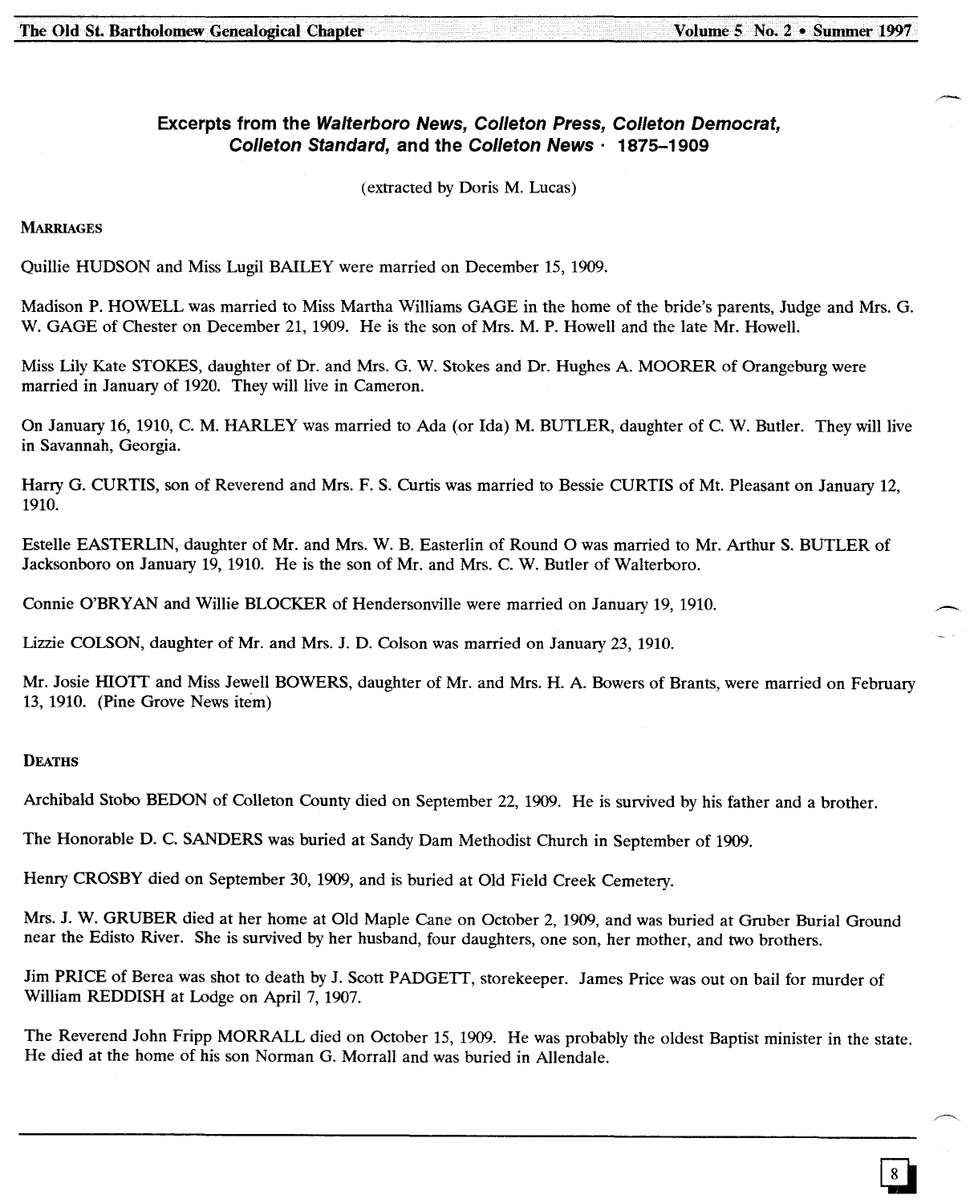## Excerpts from the *Walterboro News, Colleton Press, Colleton Democrat, Colleton Standard,* and the *Colleton News* · 1875–1909

(extracted by Doris M. Lucas)

### Marriages

Quillie HUDSON and Miss Lugil BAILEY were married on December 15, 1909.

Madison P. HOWELL was married to Miss Martha Williams GAGE in the home of the bride's parents, Judge and Mrs. G. W. GAGE of Chester on December 21, 1909. He is the son of Mrs. M. P. Howell and the late Mr. Howell.

Miss Lily Kate STOKES, daughter of Dr. and Mrs. G. W. Stokes and Dr. Hughes A. MOORER of Orangeburg were married in January of 1920. They will live in Cameron.

On January 16, 1910, C. M. HARLEY was married to Ada (or Ida) M. BUTLER, daughter of C. W. Butler. They will live in Savannah, Georgia.

Harry G. CURTIS, son of Reverend and Mrs. F. S. Curtis was married to Bessie CURTIS of Mt. Pleasant on January 12, 1910.

Estelle EASTERLIN, daughter of Mr. and Mrs. W. B. Easterlin of Round O was married to Mr. Arthur S. BUTLER of Jacksonboro on January 19, 1910. He is the son of Mr. and Mrs. C. W. Butler of Walterboro.

Connie O'BRYAN and Willie BLOCKER of Hendersonville were married on January 19, 1910.

Lizzie COLSON, daughter of Mr. and Mrs. J. D. Colson was married on January 23, 1910.

Mr. Josie HIOTT and Miss Jewell BOWERS, daughter of Mr. and Mrs. H. A. Bowers of Brants, were married on February 13, 1910. (Pine Grove News item)

### Deaths

Archibald Stobo BEDON of Colleton County died on September 22, 1909. He is survived by his father and a brother.

The Honorable D. C. SANDERS was buried at Sandy Dam Methodist Church in September of 1909.

Henry CROSBY died on September 30, 1909, and is buried at Old Field Creek Cemetery.

Mrs. J. W. GRUBER died at her home at Old Maple Cane on October 2, 1909, and was buried at Gruber Burial Ground near the Edisto River. She is survived by her husband, four daughters, one son, her mother, and two brothers.

Jim PRICE of Berea was shot to death by J. Scott PADGETT, storekeeper. James Price was out on bail for murder of William REDDISH at Lodge on April 7, 1907.

The Reverend John Fripp MORRALL died on October 15, 1909. He was probably the oldest Baptist minister in the state. He died at the home of his son Norman G. Morrall and was buried in Allendale.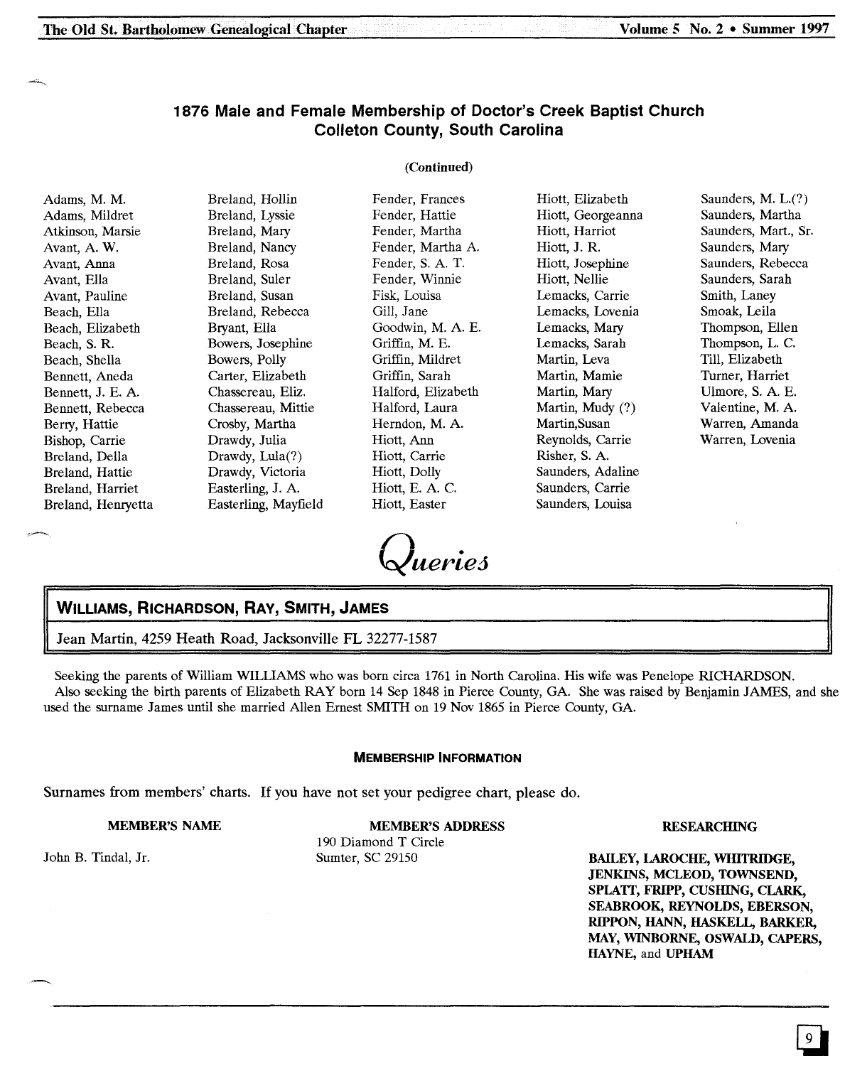## 1876 Male and Female Membership of Doctor's Creek Baptist Church
## Colleton County, South Carolina

**(Continued)**

Adams, M. M.
Adams, Mildret
Atkinson, Marsie
Avant, A. W.
Avant, Anna
Avant, Ella
Avant, Pauline
Beach, Ella
Beach, Elizabeth
Beach, S. R.
Beach, Shella
Bennett, Aneda
Bennett, J. E. A.
Bennett, Rebecca
Berry, Hattie
Bishop, Carrie
Breland, Della
Breland, Hattie
Breland, Harriet
Breland, Henryetta
Breland, Hollin
Breland, Lyssie
Breland, Mary
Breland, Nancy
Breland, Rosa
Breland, Suler
Breland, Susan
Breland, Rebecca
Bryant, Ella
Bowers, Josephine
Bowers, Polly
Carter, Elizabeth
Chassereau, Eliz.
Chassereau, Mittie
Crosby, Martha
Drawdy, Julia
Drawdy, Lula(?)
Drawdy, Victoria
Easterling, J. A.
Easterling, Mayfield
Fender, Frances
Fender, Hattie
Fender, Martha
Fender, Martha A.
Fender, S. A. T.
Fender, Winnie
Fisk, Louisa
Gill, Jane
Goodwin, M. A. E.
Griffin, M. E.
Griffin, Mildret
Griffin, Sarah
Halford, Elizabeth
Halford, Laura
Herndon, M. A.
Hiott, Ann
Hiott, Carrie
Hiott, Dolly
Hiott, E. A. C.
Hiott, Easter
Hiott, Elizabeth
Hiott, Georgeanna
Hiott, Harriot
Hiott, J. R.
Hiott, Josephine
Hiott, Nellie
Lemacks, Carrie
Lemacks, Lovenia
Lemacks, Mary
Lemacks, Sarah
Martin, Leva
Martin, Mamie
Martin, Mary
Martin, Mudy (?)
Martin,Susan
Reynolds, Carrie
Risher, S. A.
Saunders, Adaline
Saunders, Carrie
Saunders, Louisa
Saunders, M. L.(?)
Saunders, Martha
Saunders, Mart., Sr.
Saunders, Mary
Saunders, Rebecca
Saunders, Sarah
Smith, Laney
Smoak, Leila
Thompson, Ellen
Thompson, L. C.
Till, Elizabeth
Turner, Harriet
Ulmore, S. A. E.
Valentine, M. A.
Warren, Amanda
Warren, Lovenia

# *Queries*

### WILLIAMS, RICHARDSON, RAY, SMITH, JAMES

Jean Martin, 4259 Heath Road, Jacksonville FL 32277-1587

Seeking the parents of William WILLIAMS who was born circa 1761 in North Carolina. His wife was Penelope RICHARDSON.
Also seeking the birth parents of Elizabeth RAY born 14 Sep 1848 in Pierce County, GA. She was raised by Benjamin JAMES, and she used the surname James until she married Allen Ernest SMITH on 19 Nov 1865 in Pierce County, GA.

### MEMBERSHIP INFORMATION

Surnames from members' charts. If you have not set your pedigree chart, please do.

| MEMBER'S NAME | MEMBER'S ADDRESS | RESEARCHING |
|---|---|---|
| John B. Tindal, Jr. | 190 Diamond T Circle<br>Sumter, SC 29150 | **BAILEY, LAROCHE, WHITRIDGE, JENKINS, MCLEOD, TOWNSEND, SPLATT, FRIPP, CUSHING, CLARK, SEABROOK, REYNOLDS, EBERSON, RIPPON, HANN, HASKELL, BARKER, MAY, WINBORNE, OSWALD, CAPERS, HAYNE,** and **UPHAM** |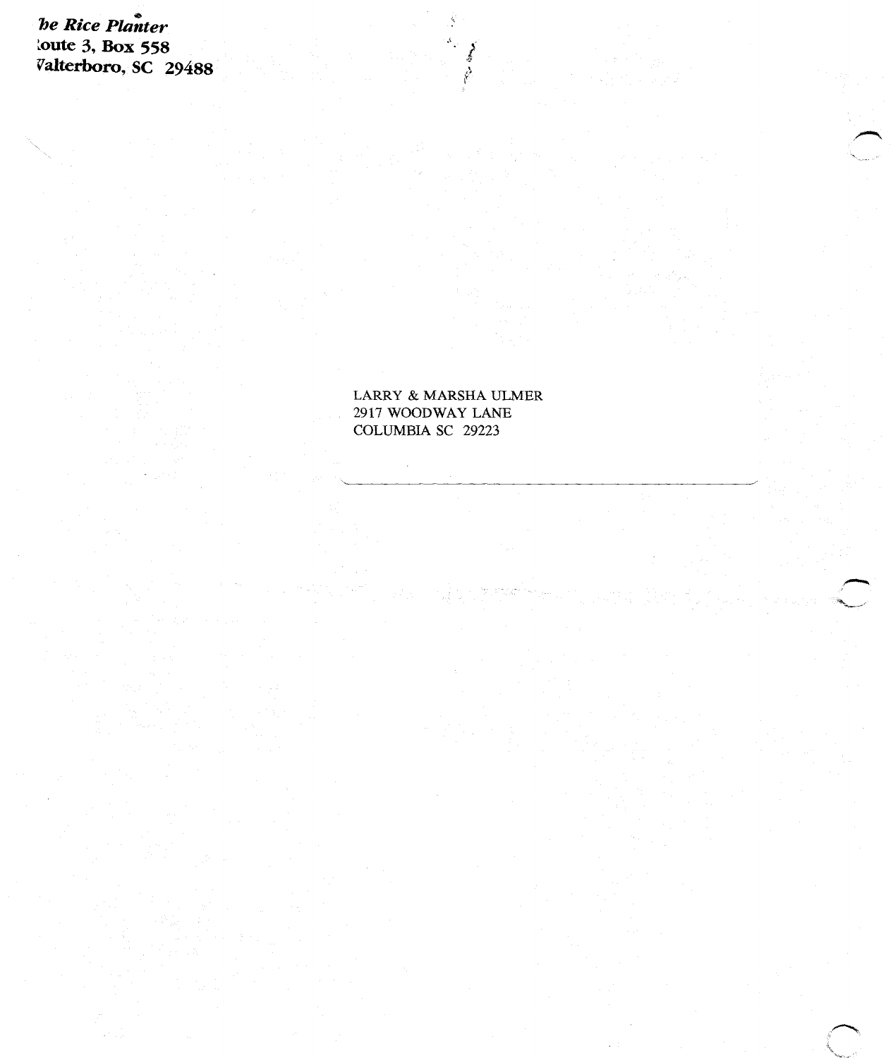*he Rice Planter*
**:oute 3, Box 558**
**Valterboro, SC 29488**

LARRY & MARSHA ULMER
2917 WOODWAY LANE
COLUMBIA SC 29223